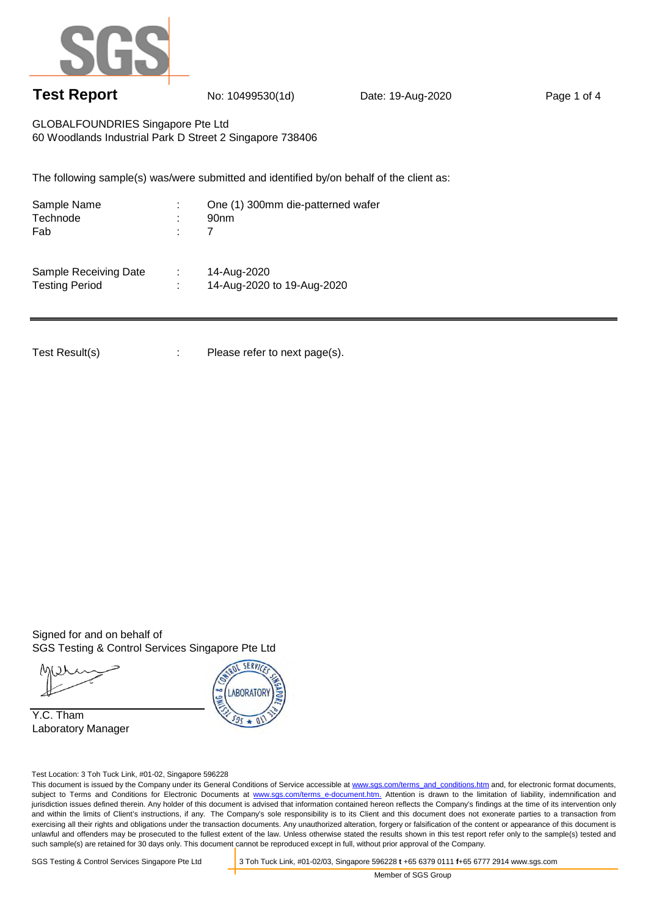# Test Report

No: 10499530(1d) Date: 19-Aug-2020

GLOBALFOUNDRIES Singapore Pte Ltd
60 Woodlands Industrial Park D Street 2 Singapore 738406

The following sample(s) was/were submitted and identified by/on behalf of the client as:

| | | |
|---|---|---|
| Sample Name | : | One (1) 300mm die-patterned wafer |
| Technode | : | 90nm |
| Fab | : | 7 |
| Sample Receiving Date | : | 14-Aug-2020 |
| Testing Period | : | 14-Aug-2020 to 19-Aug-2020 |

---

Test Result(s) : Please refer to next page(s).

Signed for and on behalf of
SGS Testing & Control Services Singapore Pte Ltd

Y.C. Tham
Laboratory Manager

Test Location: 3 Toh Tuck Link, #01-02, Singapore 596228

This document is issued by the Company under its General Conditions of Service accessible at www.sgs.com/terms_and_conditions.htm and, for electronic format documents, subject to Terms and Conditions for Electronic Documents at www.sgs.com/terms_e-document.htm. Attention is drawn to the limitation of liability, indemnification and jurisdiction issues defined therein. Any holder of this document is advised that information contained hereon reflects the Company's findings at the time of its intervention only and within the limits of Client's instructions, if any. The Company's sole responsibility is to its Client and this document does not exonerate parties to a transaction from exercising all their rights and obligations under the transaction documents. Any unauthorized alteration, forgery or falsification of the content or appearance of this document is unlawful and offenders may be prosecuted to the fullest extent of the law. Unless otherwise stated the results shown in this test report refer only to the sample(s) tested and such sample(s) are retained for 30 days only. This document cannot be reproduced except in full, without prior approval of the Company.

SGS Testing & Control Services Singapore Pte Ltd | 3 Toh Tuck Link, #01-02/03, Singapore 596228 **t** +65 6379 0111 **f**+65 6777 2914 www.sgs.com

Member of SGS Group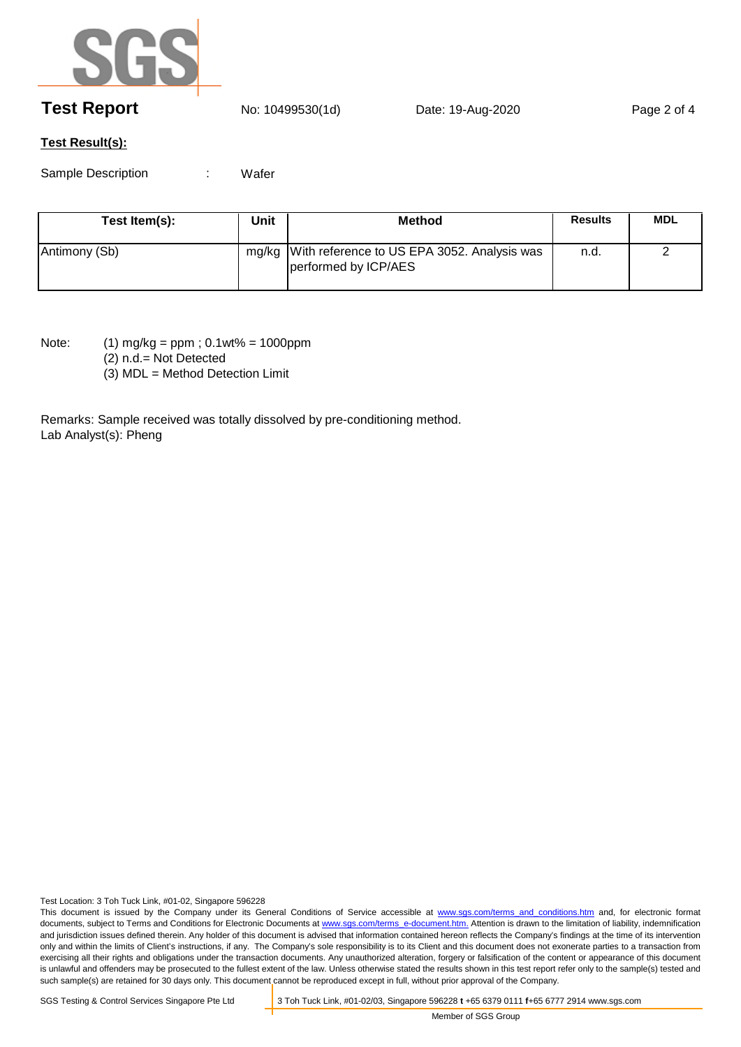**Test Result(s):**

Sample Description : Wafer

| Test Item(s): | Unit | Method | Results | MDL |
|---|---|---|---|---|
| Antimony (Sb) | mg/kg | With reference to US EPA 3052. Analysis was performed by ICP/AES | n.d. | 2 |

Note: (1) mg/kg = ppm ; 0.1wt% = 1000ppm
(2) n.d.= Not Detected
(3) MDL = Method Detection Limit

Remarks: Sample received was totally dissolved by pre-conditioning method.
Lab Analyst(s): Pheng

Test Location: 3 Toh Tuck Link, #01-02, Singapore 596228

This document is issued by the Company under its General Conditions of Service accessible at www.sgs.com/terms_and_conditions.htm and, for electronic format documents, subject to Terms and Conditions for Electronic Documents at www.sgs.com/terms_e-document.htm. Attention is drawn to the limitation of liability, indemnification and jurisdiction issues defined therein. Any holder of this document is advised that information contained hereon reflects the Company's findings at the time of its intervention only and within the limits of Client's instructions, if any. The Company's sole responsibility is to its Client and this document does not exonerate parties to a transaction from exercising all their rights and obligations under the transaction documents. Any unauthorized alteration, forgery or falsification of the content or appearance of this document is unlawful and offenders may be prosecuted to the fullest extent of the law. Unless otherwise stated the results shown in this test report refer only to the sample(s) tested and such sample(s) are retained for 30 days only. This document cannot be reproduced except in full, without prior approval of the Company.

SGS Testing & Control Services Singapore Pte Ltd | 3 Toh Tuck Link, #01-02/03, Singapore 596228 **t** +65 6379 0111 **f**+65 6777 2914 www.sgs.com

Member of SGS Group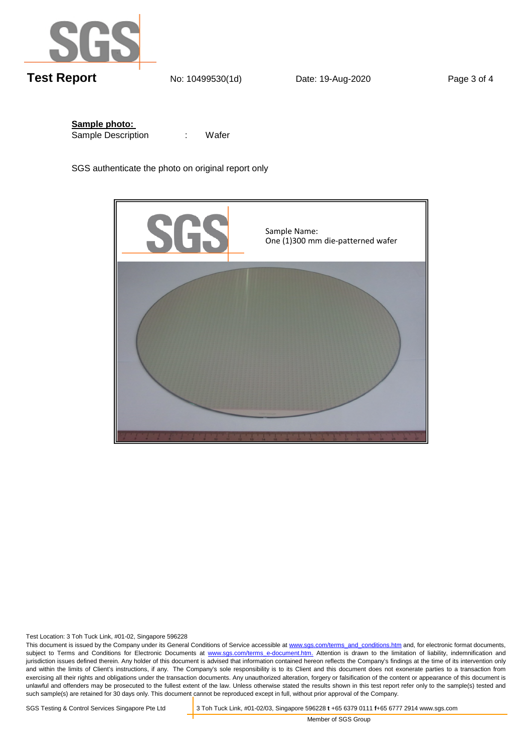**Sample photo:**

Sample Description : Wafer

SGS authenticate the photo on original report only

Sample Name:
One (1)300 mm die-patterned wafer

Test Location: 3 Toh Tuck Link, #01-02, Singapore 596228

This document is issued by the Company under its General Conditions of Service accessible at www.sgs.com/terms_and_conditions.htm and, for electronic format documents, subject to Terms and Conditions for Electronic Documents at www.sgs.com/terms_e-document.htm. Attention is drawn to the limitation of liability, indemnification and jurisdiction issues defined therein. Any holder of this document is advised that information contained hereon reflects the Company's findings at the time of its intervention only and within the limits of Client's instructions, if any. The Company's sole responsibility is to its Client and this document does not exonerate parties to a transaction from exercising all their rights and obligations under the transaction documents. Any unauthorized alteration, forgery or falsification of the content or appearance of this document is unlawful and offenders may be prosecuted to the fullest extent of the law. Unless otherwise stated the results shown in this test report refer only to the sample(s) tested and such sample(s) are retained for 30 days only. This document cannot be reproduced except in full, without prior approval of the Company.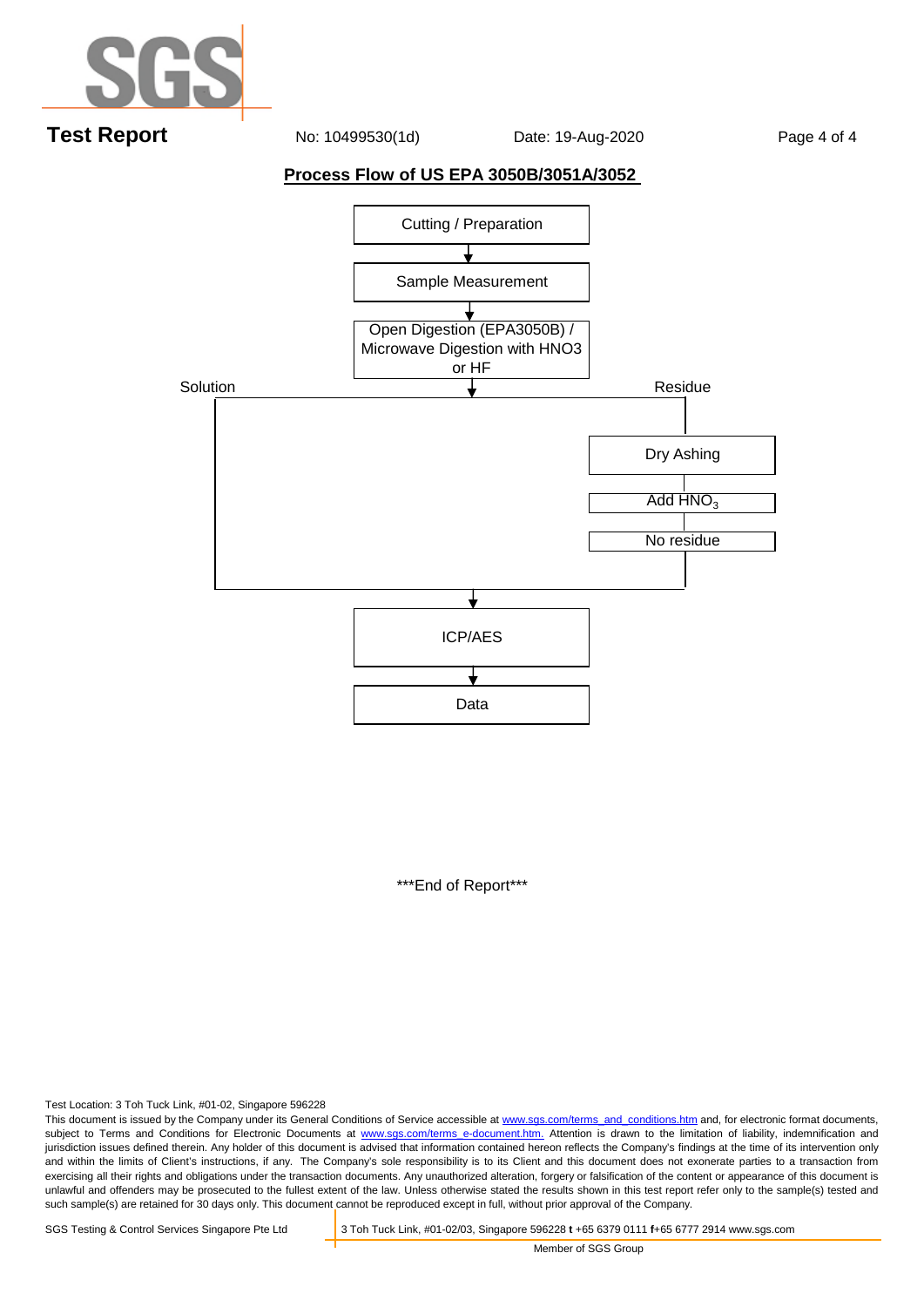**Test Report** No: 10499530(1d) Date: 19-Aug-2020

## Process Flow of US EPA 3050B/3051A/3052

Cutting / Preparation

Sample Measurement

Open Digestion (EPA3050B) / Microwave Digestion with HNO3 or HF

Solution

Residue

Dry Ashing

Add $HNO_3$

No residue

ICP/AES

Data

***End of Report***

Test Location: 3 Toh Tuck Link, #01-02, Singapore 596228

This document is issued by the Company under its General Conditions of Service accessible at www.sgs.com/terms_and_conditions.htm and, for electronic format documents, subject to Terms and Conditions for Electronic Documents at www.sgs.com/terms_e-document.htm. Attention is drawn to the limitation of liability, indemnification and jurisdiction issues defined therein. Any holder of this document is advised that information contained hereon reflects the Company's findings at the time of its intervention only and within the limits of Client's instructions, if any. The Company's sole responsibility is to its Client and this document does not exonerate parties to a transaction from exercising all their rights and obligations under the transaction documents. Any unauthorized alteration, forgery or falsification of the content or appearance of this document is unlawful and offenders may be prosecuted to the fullest extent of the law. Unless otherwise stated the results shown in this test report refer only to the sample(s) tested and such sample(s) are retained for 30 days only. This document cannot be reproduced except in full, without prior approval of the Company.

SGS Testing & Control Services Singapore Pte Ltd | 3 Toh Tuck Link, #01-02/03, Singapore 596228 **t** +65 6379 0111 **f**+65 6777 2914 www.sgs.com

Member of SGS Group